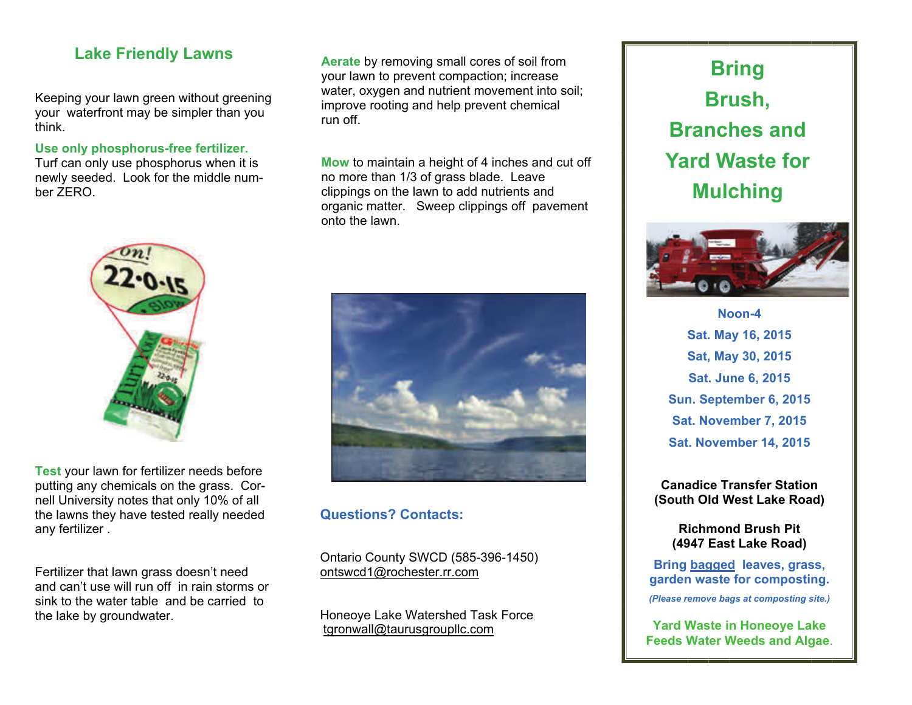## Lake Friendly Lawns

Keeping your lawn green without greening your waterfront may be simpler than you think.

**Use only phosphorus-free fertilizer.** Turf can only use phosphorus when it is newly seeded. Look for the middle number ZERO.

**Test** your lawn for fertilizer needs before putting any chemicals on the grass. Cornell University notes that only 10% of all the lawns they have tested really needed any fertilizer .

Fertilizer that lawn grass doesn't need and can't use will run off in rain storms or sink to the water table and be carried to the lake by groundwater.

**Aerate** by removing small cores of soil from your lawn to prevent compaction; increase water, oxygen and nutrient movement into soil; improve rooting and help prevent chemical run off.

**Mow** to maintain a height of 4 inches and cut off no more than 1/3 of grass blade. Leave clippings on the lawn to add nutrients and organic matter. Sweep clippings off pavement onto the lawn.

### Questions? Contacts:

Ontario County SWCD (585-396-1450)
ontswcd1@rochester.rr.com

Honeoye Lake Watershed Task Force
tgronwall@taurusgroupllc.com

## Bring Brush, Branches and Yard Waste for Mulching

**Noon-4**

**Sat. May 16, 2015**

**Sat, May 30, 2015**

**Sat. June 6, 2015**

**Sun. September 6, 2015**

**Sat. November 7, 2015**

**Sat. November 14, 2015**

**Canadice Transfer Station**
**(South Old West Lake Road)**

**Richmond Brush Pit**
**(4947 East Lake Road)**

**Bring bagged leaves, grass, garden waste for composting.**

*(Please remove bags at composting site.)*

**Yard Waste in Honeoye Lake Feeds Water Weeds and Algae.**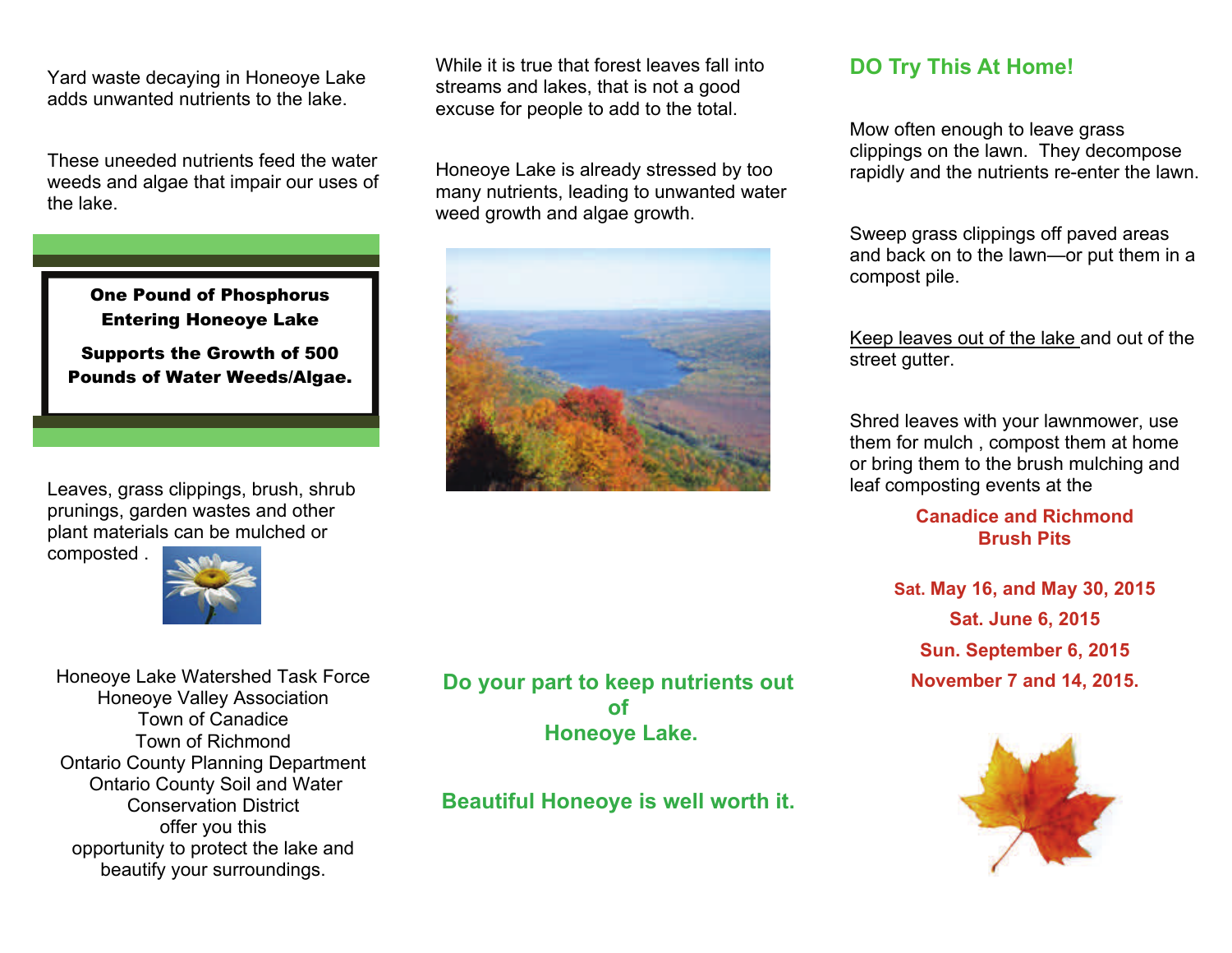Yard waste decaying in Honeoye Lake adds unwanted nutrients to the lake.

These uneeded nutrients feed the water weeds and algae that impair our uses of the lake.

**One Pound of Phosphorus Entering Honeoye Lake**

**Supports the Growth of 500 Pounds of Water Weeds/Algae.**

Leaves, grass clippings, brush, shrub prunings, garden wastes and other plant materials can be mulched or composted .

Honeoye Lake Watershed Task Force
Honeoye Valley Association
Town of Canadice
Town of Richmond
Ontario County Planning Department
Ontario County Soil and Water Conservation District
offer you this opportunity to protect the lake and beautify your surroundings.

While it is true that forest leaves fall into streams and lakes, that is not a good excuse for people to add to the total.

Honeoye Lake is already stressed by too many nutrients, leading to unwanted water weed growth and algae growth.

**Do your part to keep nutrients out of Honeoye Lake.**

**Beautiful Honeoye is well worth it.**

## DO Try This At Home!

Mow often enough to leave grass clippings on the lawn. They decompose rapidly and the nutrients re-enter the lawn.

Sweep grass clippings off paved areas and back on to the lawn—or put them in a compost pile.

Keep leaves out of the lake and out of the street gutter.

Shred leaves with your lawnmower, use them for mulch , compost them at home or bring them to the brush mulching and leaf composting events at the

**Canadice and Richmond Brush Pits**

**Sat. May 16, and May 30, 2015**
**Sat. June 6, 2015**
**Sun. September 6, 2015**
**November 7 and 14, 2015.**